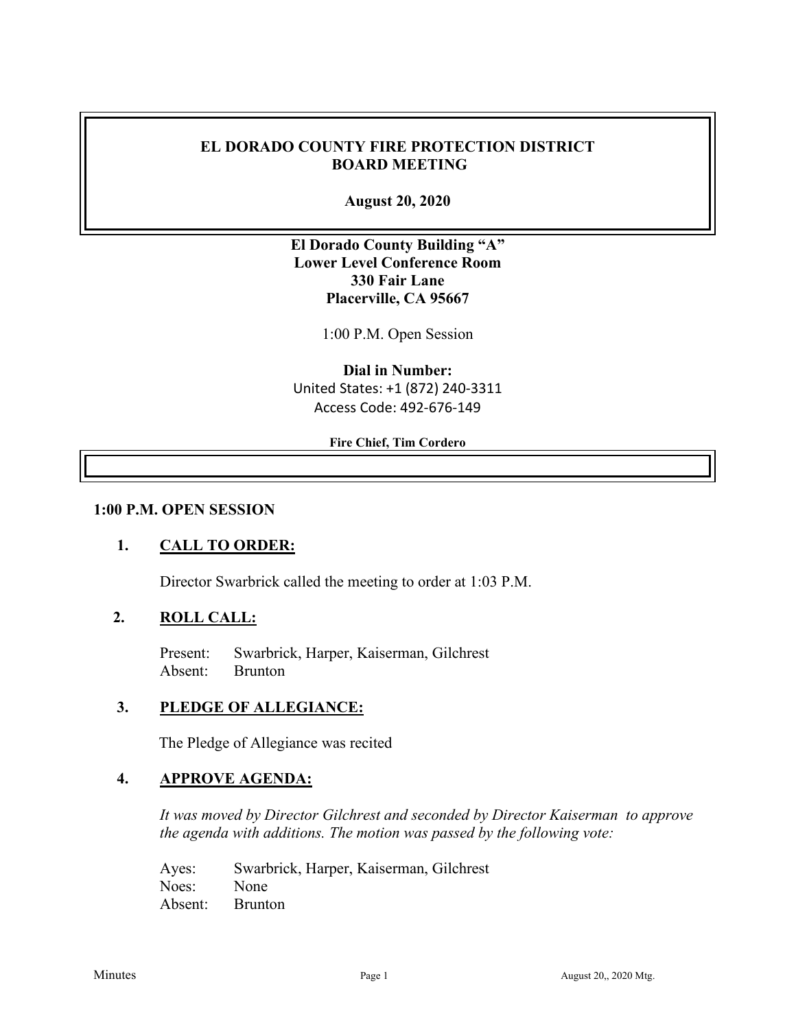# EL DORADO COUNTY FIRE PROTECTION DISTRICT BOARD MEETING

**August 20, 2020**

**El Dorado County Building "A"**
**Lower Level Conference Room**
**330 Fair Lane**
**Placerville, CA 95667**

1:00 P.M. Open Session

**Dial in Number:**
United States: +1 (872) 240-3311
Access Code: 492-676-149

**Fire Chief, Tim Cordero**

## 1:00 P.M. OPEN SESSION

### 1. CALL TO ORDER:

Director Swarbrick called the meeting to order at 1:03 P.M.

### 2. ROLL CALL:

Present: Swarbrick, Harper, Kaiserman, Gilchrest
Absent: Brunton

### 3. PLEDGE OF ALLEGIANCE:

The Pledge of Allegiance was recited

### 4. APPROVE AGENDA:

*It was moved by Director Gilchrest and seconded by Director Kaiserman to approve the agenda with additions. The motion was passed by the following vote:*

Ayes: Swarbrick, Harper, Kaiserman, Gilchrest
Noes: None
Absent: Brunton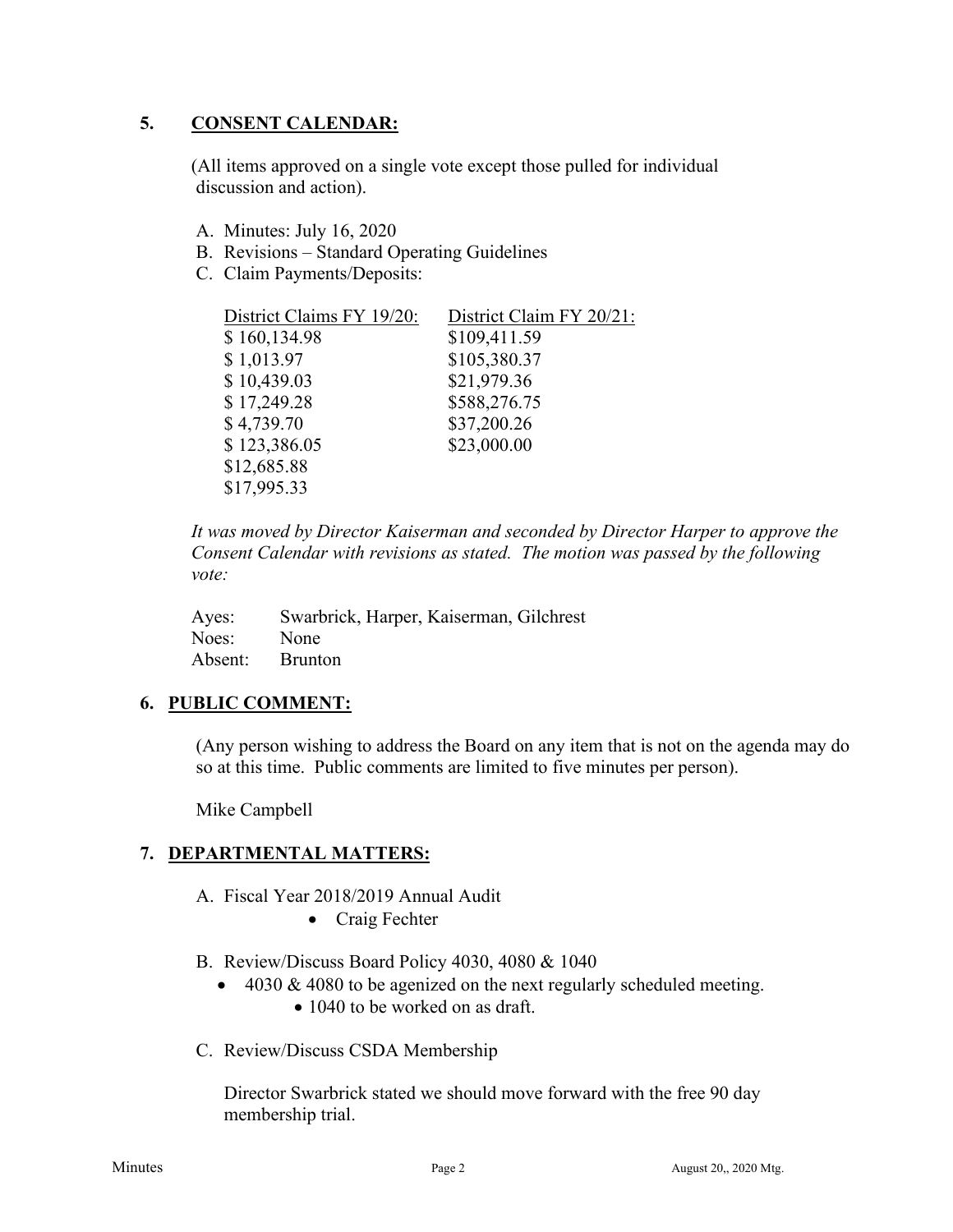## 5. CONSENT CALENDAR:

(All items approved on a single vote except those pulled for individual discussion and action).

A. Minutes: July 16, 2020
B. Revisions – Standard Operating Guidelines
C. Claim Payments/Deposits:

| District Claims FY 19/20: | District Claim FY 20/21: |
|---|---|
| $ 160,134.98 | $109,411.59 |
| $ 1,013.97 | $105,380.37 |
| $ 10,439.03 | $21,979.36 |
| $ 17,249.28 | $588,276.75 |
| $ 4,739.70 | $37,200.26 |
| $ 123,386.05 | $23,000.00 |
| $12,685.88 | |
| $17,995.33 | |

*It was moved by Director Kaiserman and seconded by Director Harper to approve the Consent Calendar with revisions as stated. The motion was passed by the following vote:*

Ayes: Swarbrick, Harper, Kaiserman, Gilchrest
Noes: None
Absent: Brunton

## 6. PUBLIC COMMENT:

(Any person wishing to address the Board on any item that is not on the agenda may do so at this time. Public comments are limited to five minutes per person).

Mike Campbell

## 7. DEPARTMENTAL MATTERS:

A. Fiscal Year 2018/2019 Annual Audit
- Craig Fechter

B. Review/Discuss Board Policy 4030, 4080 & 1040
- 4030 & 4080 to be agenized on the next regularly scheduled meeting.
  - 1040 to be worked on as draft.

C. Review/Discuss CSDA Membership

Director Swarbrick stated we should move forward with the free 90 day membership trial.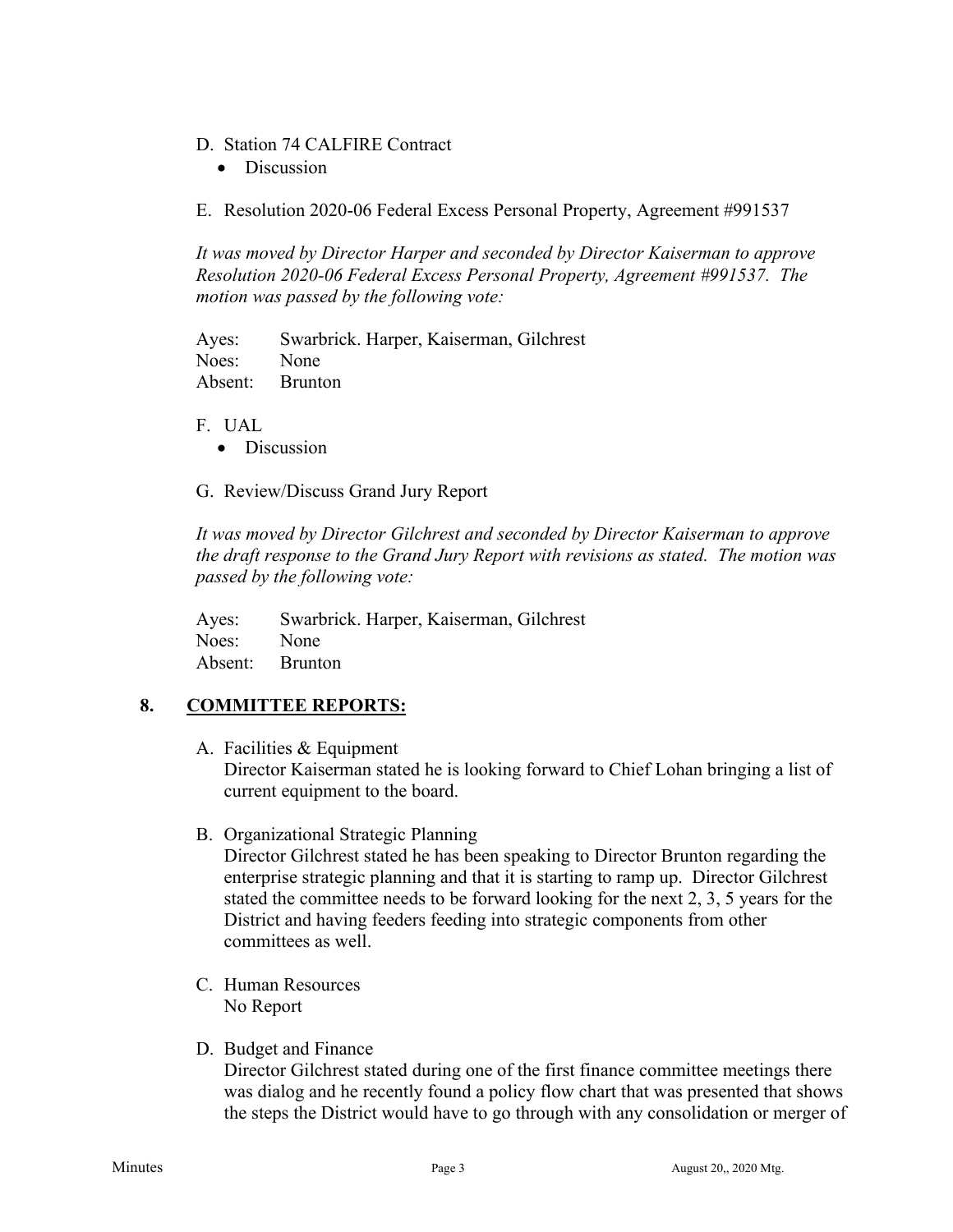D. Station 74 CALFIRE Contract
   - Discussion

E. Resolution 2020-06 Federal Excess Personal Property, Agreement #991537

*It was moved by Director Harper and seconded by Director Kaiserman to approve Resolution 2020-06 Federal Excess Personal Property, Agreement #991537. The motion was passed by the following vote:*

Ayes: Swarbrick. Harper, Kaiserman, Gilchrest
Noes: None
Absent: Brunton

F. UAL
   - Discussion

G. Review/Discuss Grand Jury Report

*It was moved by Director Gilchrest and seconded by Director Kaiserman to approve the draft response to the Grand Jury Report with revisions as stated. The motion was passed by the following vote:*

Ayes: Swarbrick. Harper, Kaiserman, Gilchrest
Noes: None
Absent: Brunton

## 8. COMMITTEE REPORTS:

A. Facilities & Equipment
Director Kaiserman stated he is looking forward to Chief Lohan bringing a list of current equipment to the board.

B. Organizational Strategic Planning
Director Gilchrest stated he has been speaking to Director Brunton regarding the enterprise strategic planning and that it is starting to ramp up. Director Gilchrest stated the committee needs to be forward looking for the next 2, 3, 5 years for the District and having feeders feeding into strategic components from other committees as well.

C. Human Resources
No Report

D. Budget and Finance
Director Gilchrest stated during one of the first finance committee meetings there was dialog and he recently found a policy flow chart that was presented that shows the steps the District would have to go through with any consolidation or merger of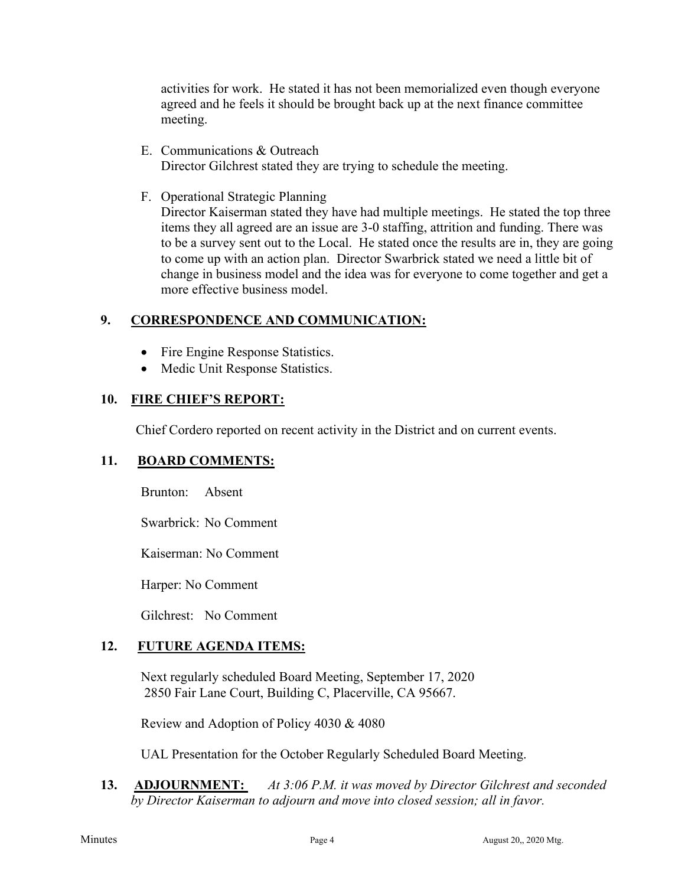activities for work. He stated it has not been memorialized even though everyone agreed and he feels it should be brought back up at the next finance committee meeting.

E. Communications & Outreach
   Director Gilchrest stated they are trying to schedule the meeting.

F. Operational Strategic Planning
   Director Kaiserman stated they have had multiple meetings. He stated the top three items they all agreed are an issue are 3-0 staffing, attrition and funding. There was to be a survey sent out to the Local. He stated once the results are in, they are going to come up with an action plan. Director Swarbrick stated we need a little bit of change in business model and the idea was for everyone to come together and get a more effective business model.

## 9. CORRESPONDENCE AND COMMUNICATION:

- Fire Engine Response Statistics.
- Medic Unit Response Statistics.

## 10. FIRE CHIEF'S REPORT:

Chief Cordero reported on recent activity in the District and on current events.

## 11. BOARD COMMENTS:

Brunton: Absent

Swarbrick: No Comment

Kaiserman: No Comment

Harper: No Comment

Gilchrest: No Comment

## 12. FUTURE AGENDA ITEMS:

Next regularly scheduled Board Meeting, September 17, 2020
2850 Fair Lane Court, Building C, Placerville, CA 95667.

Review and Adoption of Policy 4030 & 4080

UAL Presentation for the October Regularly Scheduled Board Meeting.

## 13. ADJOURNMENT:

*At 3:06 P.M. it was moved by Director Gilchrest and seconded by Director Kaiserman to adjourn and move into closed session; all in favor.*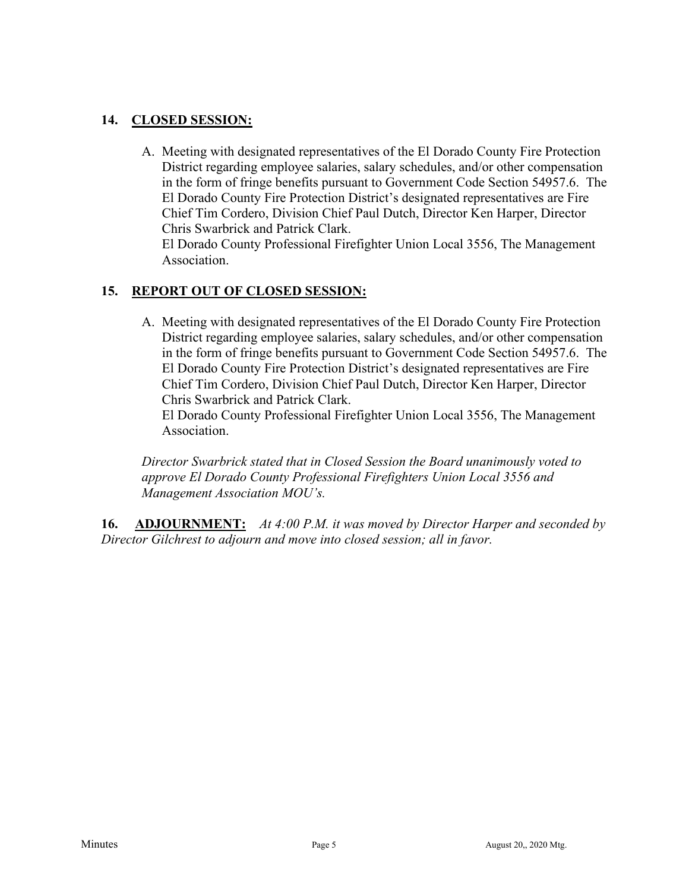**14. <u>CLOSED SESSION:</u>**

A. Meeting with designated representatives of the El Dorado County Fire Protection District regarding employee salaries, salary schedules, and/or other compensation in the form of fringe benefits pursuant to Government Code Section 54957.6. The El Dorado County Fire Protection District's designated representatives are Fire Chief Tim Cordero, Division Chief Paul Dutch, Director Ken Harper, Director Chris Swarbrick and Patrick Clark.
El Dorado County Professional Firefighter Union Local 3556, The Management Association.

**15. <u>REPORT OUT OF CLOSED SESSION:</u>**

A. Meeting with designated representatives of the El Dorado County Fire Protection District regarding employee salaries, salary schedules, and/or other compensation in the form of fringe benefits pursuant to Government Code Section 54957.6. The El Dorado County Fire Protection District's designated representatives are Fire Chief Tim Cordero, Division Chief Paul Dutch, Director Ken Harper, Director Chris Swarbrick and Patrick Clark.
El Dorado County Professional Firefighter Union Local 3556, The Management Association.

*Director Swarbrick stated that in Closed Session the Board unanimously voted to approve El Dorado County Professional Firefighters Union Local 3556 and Management Association MOU's.*

**16. <u>ADJOURNMENT:</u>** *At 4:00 P.M. it was moved by Director Harper and seconded by Director Gilchrest to adjourn and move into closed session; all in favor.*